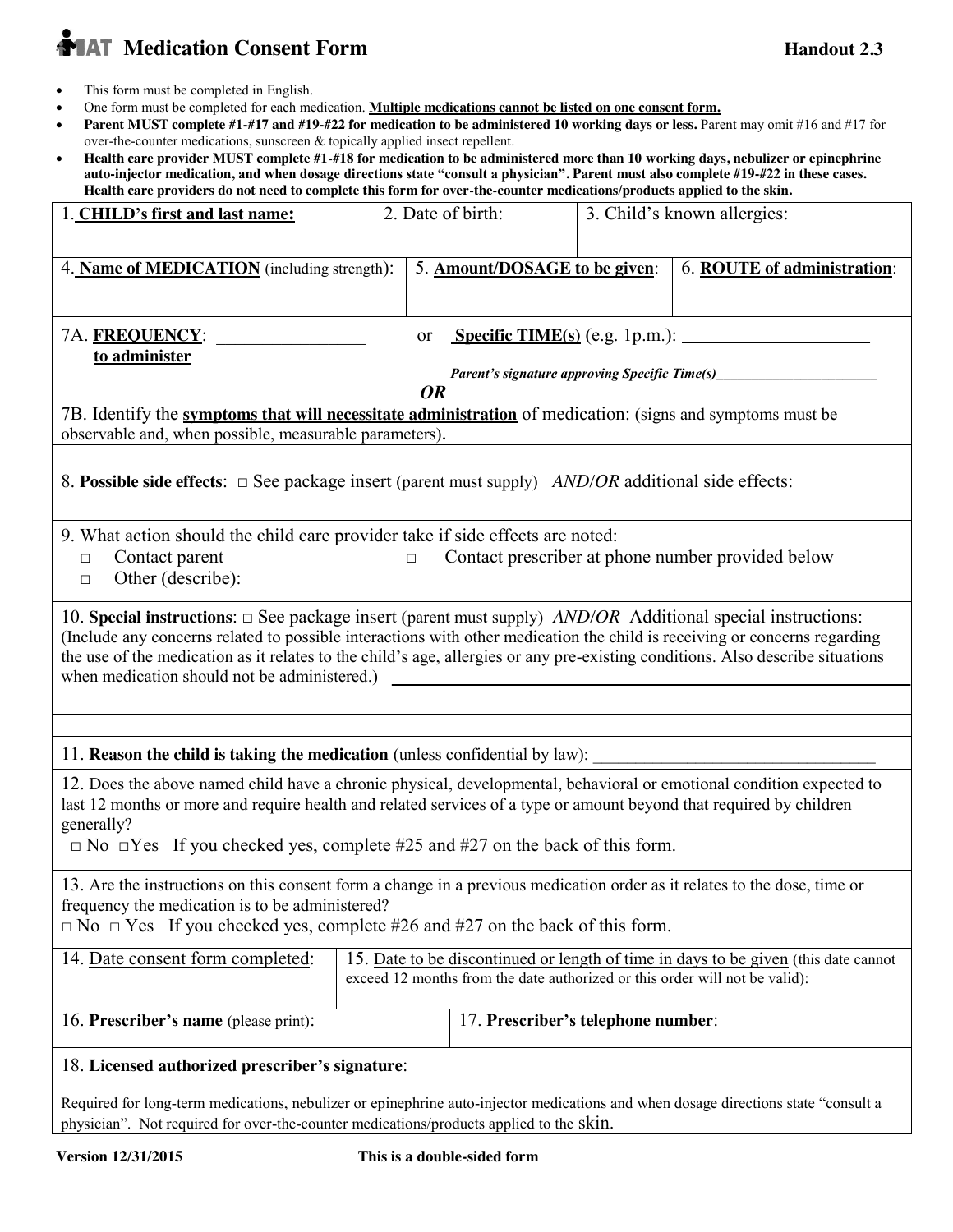# MAT Medication Consent Form

**Handout 2.3**

- This form must be completed in English.
- One form must be completed for each medication. **Multiple medications cannot be listed on one consent form.**
- **Parent MUST complete #1-#17 and #19-#22 for medication to be administered 10 working days or less.** Parent may omit #16 and #17 for over-the-counter medications, sunscreen & topically applied insect repellent.
- **Health care provider MUST complete #1-#18 for medication to be administered more than 10 working days, nebulizer or epinephrine auto-injector medication, and when dosage directions state "consult a physician". Parent must also complete #19-#22 in these cases. Health care providers do not need to complete this form for over-the-counter medications/products applied to the skin.**

| 1. **CHILD's first and last name:** | 2. Date of birth: | 3. Child's known allergies: |
|---|---|---|
| | | |

| 4. **Name of MEDICATION** (including strength): | 5. **Amount/DOSAGE to be given**: | 6. **ROUTE of administration**: |
|---|---|---|
| | | |

7A. **FREQUENCY to administer**: ________________ or **Specific TIME(s)** (e.g. 1p.m.): ____________________

***Parent's signature approving Specific Time(s)*** ______________________

***OR***

7B. Identify the **symptoms that will necessitate administration** of medication: (signs and symptoms must be observable and, when possible, measurable parameters).

8. **Possible side effects**: □ See package insert (parent must supply) *AND/OR* additional side effects:

9. What action should the child care provider take if side effects are noted:
- □ Contact parent
- □ Contact prescriber at phone number provided below
- □ Other (describe):

10. **Special instructions**: □ See package insert (parent must supply) *AND/OR* Additional special instructions: (Include any concerns related to possible interactions with other medication the child is receiving or concerns regarding the use of the medication as it relates to the child's age, allergies or any pre-existing conditions. Also describe situations when medication should not be administered.) ______________________________

11. **Reason the child is taking the medication** (unless confidential by law): ________________________________

12. Does the above named child have a chronic physical, developmental, behavioral or emotional condition expected to last 12 months or more and require health and related services of a type or amount beyond that required by children generally?
□ No □Yes If you checked yes, complete #25 and #27 on the back of this form.

13. Are the instructions on this consent form a change in a previous medication order as it relates to the dose, time or frequency the medication is to be administered?
□ No □ Yes If you checked yes, complete #26 and #27 on the back of this form.

| 14. Date consent form completed: | 15. Date to be discontinued or length of time in days to be given (this date cannot exceed 12 months from the date authorized or this order will not be valid): |
|---|---|
| | |

| 16. **Prescriber's name** (please print): | 17. **Prescriber's telephone number**: |
|---|---|
| | |

18. **Licensed authorized prescriber's signature**:

Required for long-term medications, nebulizer or epinephrine auto-injector medications and when dosage directions state "consult a physician". Not required for over-the-counter medications/products applied to the skin.

**Version 12/31/2015** **This is a double-sided form**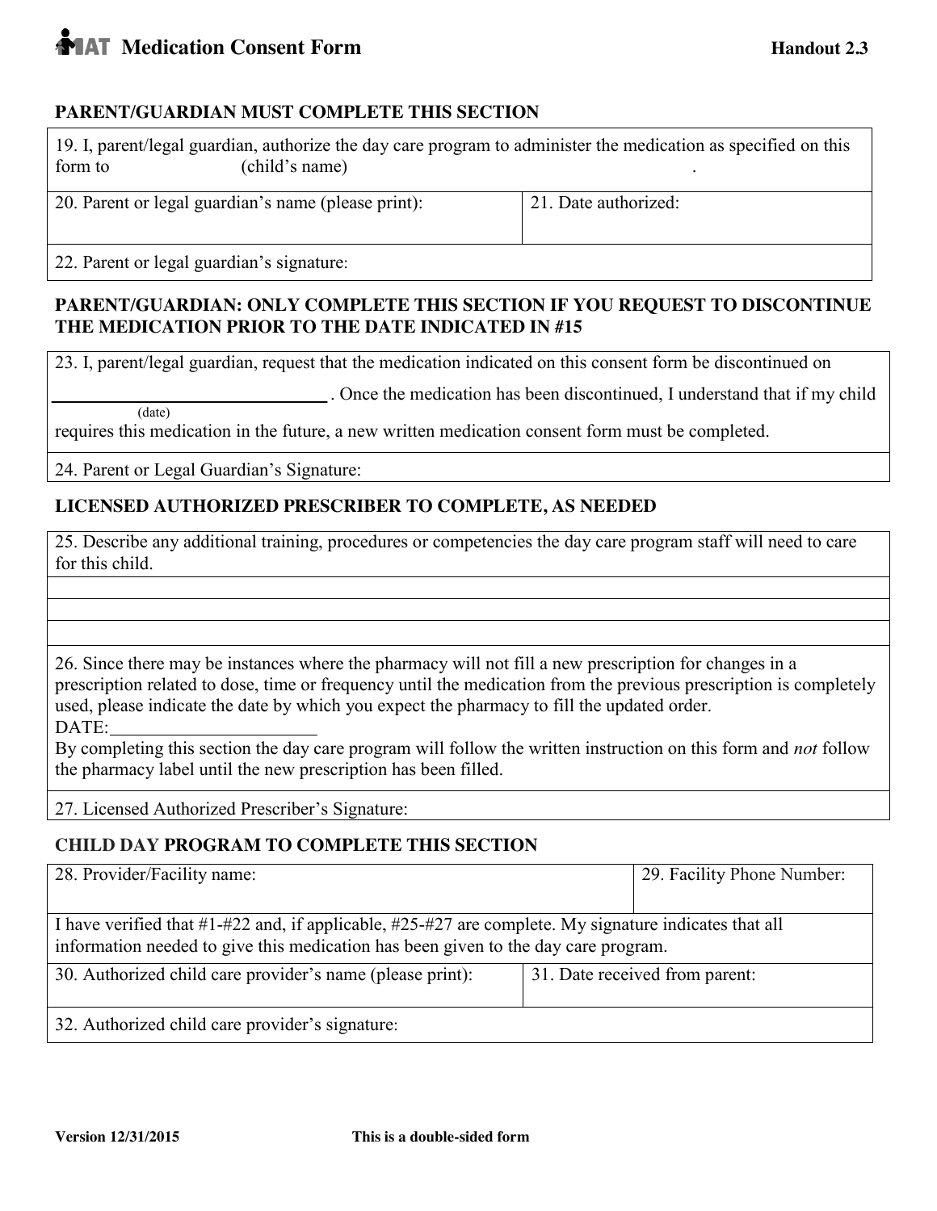# MAT Medication Consent Form

**Handout 2.3**

## PARENT/GUARDIAN MUST COMPLETE THIS SECTION

| | |
|---|---|
| 19. I, parent/legal guardian, authorize the day care program to administer the medication as specified on this form to (child's name) . | |
| 20. Parent or legal guardian's name (please print): | 21. Date authorized: |
| 22. Parent or legal guardian's signature: | |

## PARENT/GUARDIAN: ONLY COMPLETE THIS SECTION IF YOU REQUEST TO DISCONTINUE THE MEDICATION PRIOR TO THE DATE INDICATED IN #15

| |
|---|
| 23. I, parent/legal guardian, request that the medication indicated on this consent form be discontinued on ______________________________ (date). Once the medication has been discontinued, I understand that if my child requires this medication in the future, a new written medication consent form must be completed. |
| 24. Parent or Legal Guardian's Signature: |

## LICENSED AUTHORIZED PRESCRIBER TO COMPLETE, AS NEEDED

| |
|---|
| 25. Describe any additional training, procedures or competencies the day care program staff will need to care for this child. |
| |
| |
| |
| 26. Since there may be instances where the pharmacy will not fill a new prescription for changes in a prescription related to dose, time or frequency until the medication from the previous prescription is completely used, please indicate the date by which you expect the pharmacy to fill the updated order. DATE:______________________ By completing this section the day care program will follow the written instruction on this form and *not* follow the pharmacy label until the new prescription has been filled. |
| 27. Licensed Authorized Prescriber's Signature: |

## CHILD DAY PROGRAM TO COMPLETE THIS SECTION

| | |
|---|---|
| 28. Provider/Facility name: | 29. Facility Phone Number: |
| I have verified that #1-#22 and, if applicable, #25-#27 are complete. My signature indicates that all information needed to give this medication has been given to the day care program. | |
| 30. Authorized child care provider's name (please print): | 31. Date received from parent: |
| 32. Authorized child care provider's signature: | |

**Version 12/31/2015** **This is a double-sided form**